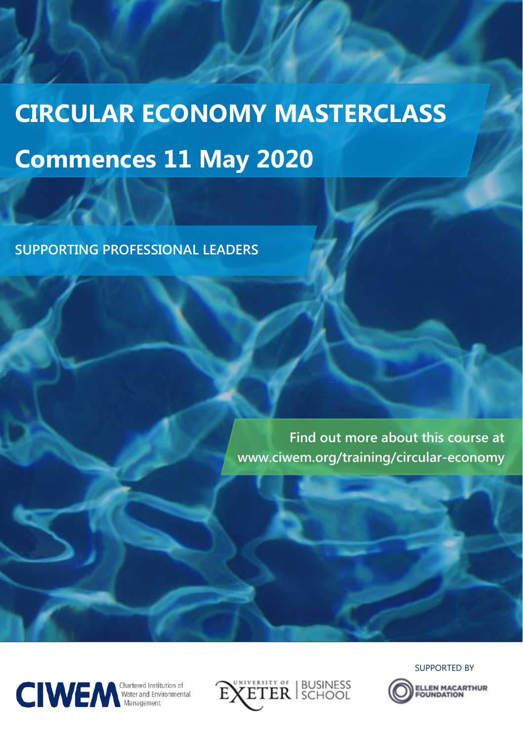# CIRCULAR ECONOMY MASTERCLASS

# Commences 11 May 2020

## SUPPORTING PROFESSIONAL LEADERS

**Find out more about this course at www.ciwem.org/training/circular-economy**

CIWEM Chartered Institution of Water and Environmental Management

University of Exeter | Business School

SUPPORTED BY

Ellen MacArthur Foundation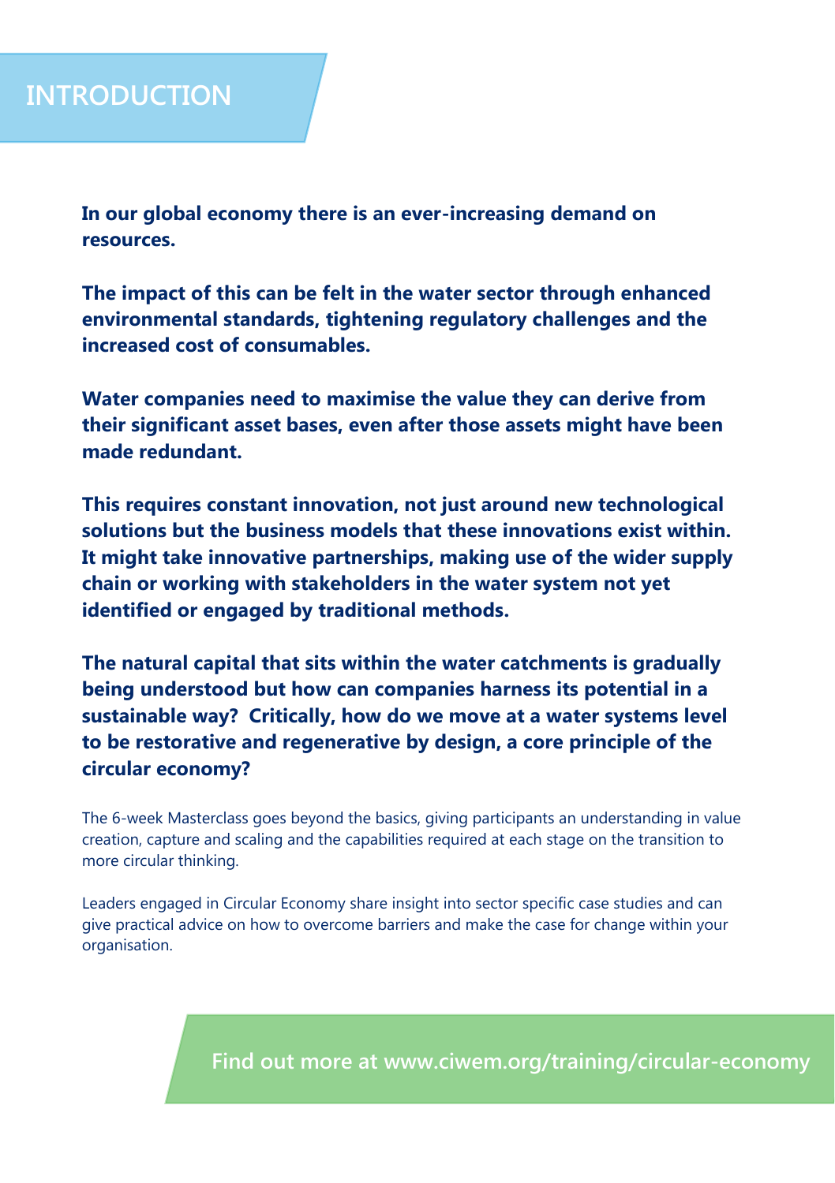# INTRODUCTION

**In our global economy there is an ever-increasing demand on resources.**

**The impact of this can be felt in the water sector through enhanced environmental standards, tightening regulatory challenges and the increased cost of consumables.**

**Water companies need to maximise the value they can derive from their significant asset bases, even after those assets might have been made redundant.**

**This requires constant innovation, not just around new technological solutions but the business models that these innovations exist within. It might take innovative partnerships, making use of the wider supply chain or working with stakeholders in the water system not yet identified or engaged by traditional methods.**

**The natural capital that sits within the water catchments is gradually being understood but how can companies harness its potential in a sustainable way? Critically, how do we move at a water systems level to be restorative and regenerative by design, a core principle of the circular economy?**

The 6-week Masterclass goes beyond the basics, giving participants an understanding in value creation, capture and scaling and the capabilities required at each stage on the transition to more circular thinking.

Leaders engaged in Circular Economy share insight into sector specific case studies and can give practical advice on how to overcome barriers and make the case for change within your organisation.

Find out more at www.ciwem.org/training/circular-economy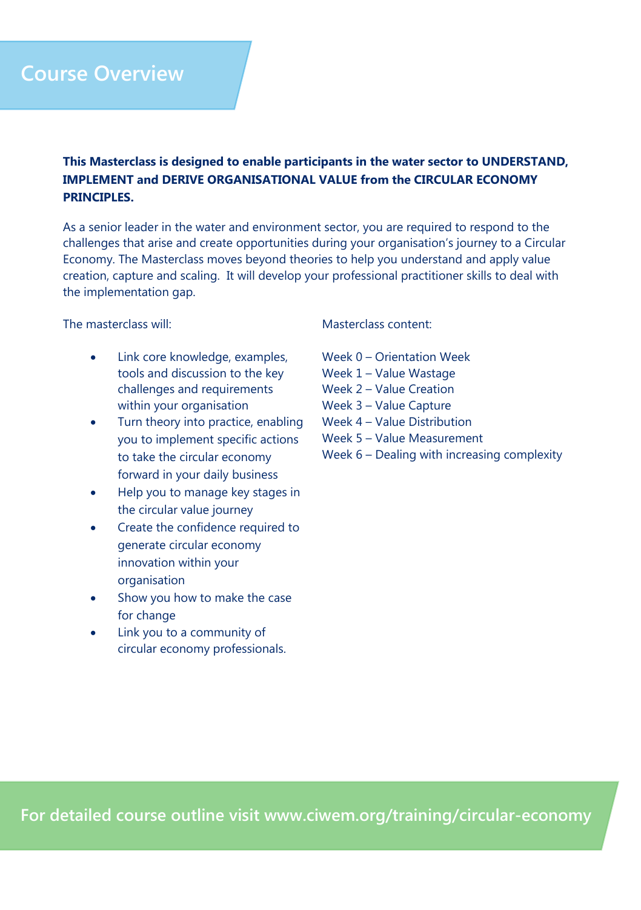# Course Overview

**This Masterclass is designed to enable participants in the water sector to UNDERSTAND, IMPLEMENT and DERIVE ORGANISATIONAL VALUE from the CIRCULAR ECONOMY PRINCIPLES.**

As a senior leader in the water and environment sector, you are required to respond to the challenges that arise and create opportunities during your organisation's journey to a Circular Economy. The Masterclass moves beyond theories to help you understand and apply value creation, capture and scaling. It will develop your professional practitioner skills to deal with the implementation gap.

The masterclass will:

- Link core knowledge, examples, tools and discussion to the key challenges and requirements within your organisation
- Turn theory into practice, enabling you to implement specific actions to take the circular economy forward in your daily business
- Help you to manage key stages in the circular value journey
- Create the confidence required to generate circular economy innovation within your organisation
- Show you how to make the case for change
- Link you to a community of circular economy professionals.

Masterclass content:

Week 0 – Orientation Week
Week 1 – Value Wastage
Week 2 – Value Creation
Week 3 – Value Capture
Week 4 – Value Distribution
Week 5 – Value Measurement
Week 6 – Dealing with increasing complexity

**For detailed course outline visit www.ciwem.org/training/circular-economy**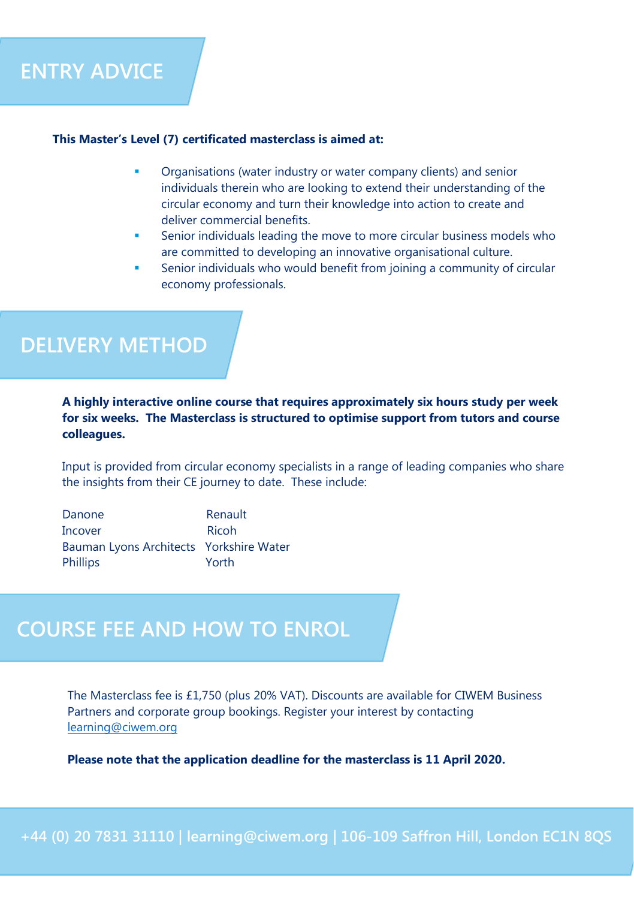## ENTRY ADVICE

**This Master's Level (7) certificated masterclass is aimed at:**

- Organisations (water industry or water company clients) and senior individuals therein who are looking to extend their understanding of the circular economy and turn their knowledge into action to create and deliver commercial benefits.
- Senior individuals leading the move to more circular business models who are committed to developing an innovative organisational culture.
- Senior individuals who would benefit from joining a community of circular economy professionals.

## DELIVERY METHOD

**A highly interactive online course that requires approximately six hours study per week for six weeks. The Masterclass is structured to optimise support from tutors and course colleagues.**

Input is provided from circular economy specialists in a range of leading companies who share the insights from their CE journey to date. These include:

| | |
|---|---|
| Danone | Renault |
| Incover | Ricoh |
| Bauman Lyons Architects | Yorkshire Water |
| Phillips | Yorth |

## COURSE FEE AND HOW TO ENROL

The Masterclass fee is £1,750 (plus 20% VAT). Discounts are available for CIWEM Business Partners and corporate group bookings. Register your interest by contacting learning@ciwem.org

**Please note that the application deadline for the masterclass is 11 April 2020.**

+44 (0) 20 7831 31110 | learning@ciwem.org | 106-109 Saffron Hill, London EC1N 8QS